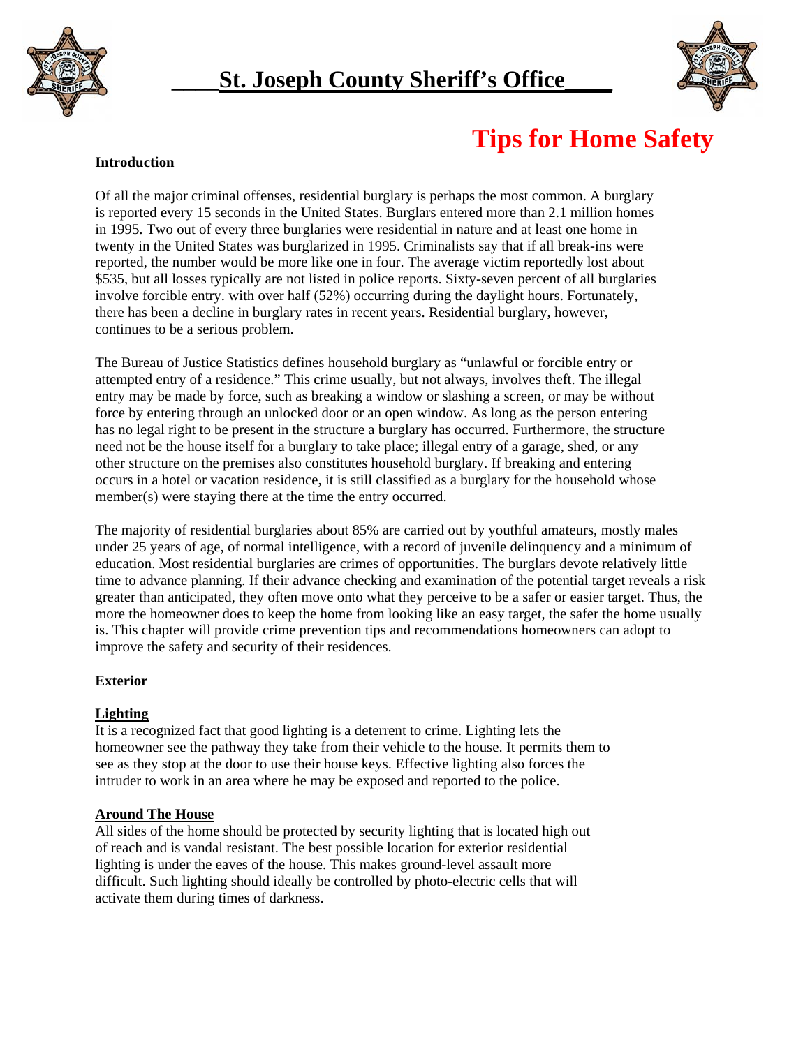# St. Joseph County Sheriff's Office

## Tips for Home Safety

**Introduction**

Of all the major criminal offenses, residential burglary is perhaps the most common. A burglary is reported every 15 seconds in the United States. Burglars entered more than 2.1 million homes in 1995. Two out of every three burglaries were residential in nature and at least one home in twenty in the United States was burglarized in 1995. Criminalists say that if all break-ins were reported, the number would be more like one in four. The average victim reportedly lost about $535, but all losses typically are not listed in police reports. Sixty-seven percent of all burglaries involve forcible entry. with over half (52%) occurring during the daylight hours. Fortunately, there has been a decline in burglary rates in recent years. Residential burglary, however, continues to be a serious problem.

The Bureau of Justice Statistics defines household burglary as "unlawful or forcible entry or attempted entry of a residence." This crime usually, but not always, involves theft. The illegal entry may be made by force, such as breaking a window or slashing a screen, or may be without force by entering through an unlocked door or an open window. As long as the person entering has no legal right to be present in the structure a burglary has occurred. Furthermore, the structure need not be the house itself for a burglary to take place; illegal entry of a garage, shed, or any other structure on the premises also constitutes household burglary. If breaking and entering occurs in a hotel or vacation residence, it is still classified as a burglary for the household whose member(s) were staying there at the time the entry occurred.

The majority of residential burglaries about 85% are carried out by youthful amateurs, mostly males under 25 years of age, of normal intelligence, with a record of juvenile delinquency and a minimum of education. Most residential burglaries are crimes of opportunities. The burglars devote relatively little time to advance planning. If their advance checking and examination of the potential target reveals a risk greater than anticipated, they often move onto what they perceive to be a safer or easier target. Thus, the more the homeowner does to keep the home from looking like an easy target, the safer the home usually is. This chapter will provide crime prevention tips and recommendations homeowners can adopt to improve the safety and security of their residences.

**Exterior**

**Lighting**

It is a recognized fact that good lighting is a deterrent to crime. Lighting lets the homeowner see the pathway they take from their vehicle to the house. It permits them to see as they stop at the door to use their house keys. Effective lighting also forces the intruder to work in an area where he may be exposed and reported to the police.

**Around The House**

All sides of the home should be protected by security lighting that is located high out of reach and is vandal resistant. The best possible location for exterior residential lighting is under the eaves of the house. This makes ground-level assault more difficult. Such lighting should ideally be controlled by photo-electric cells that will activate them during times of darkness.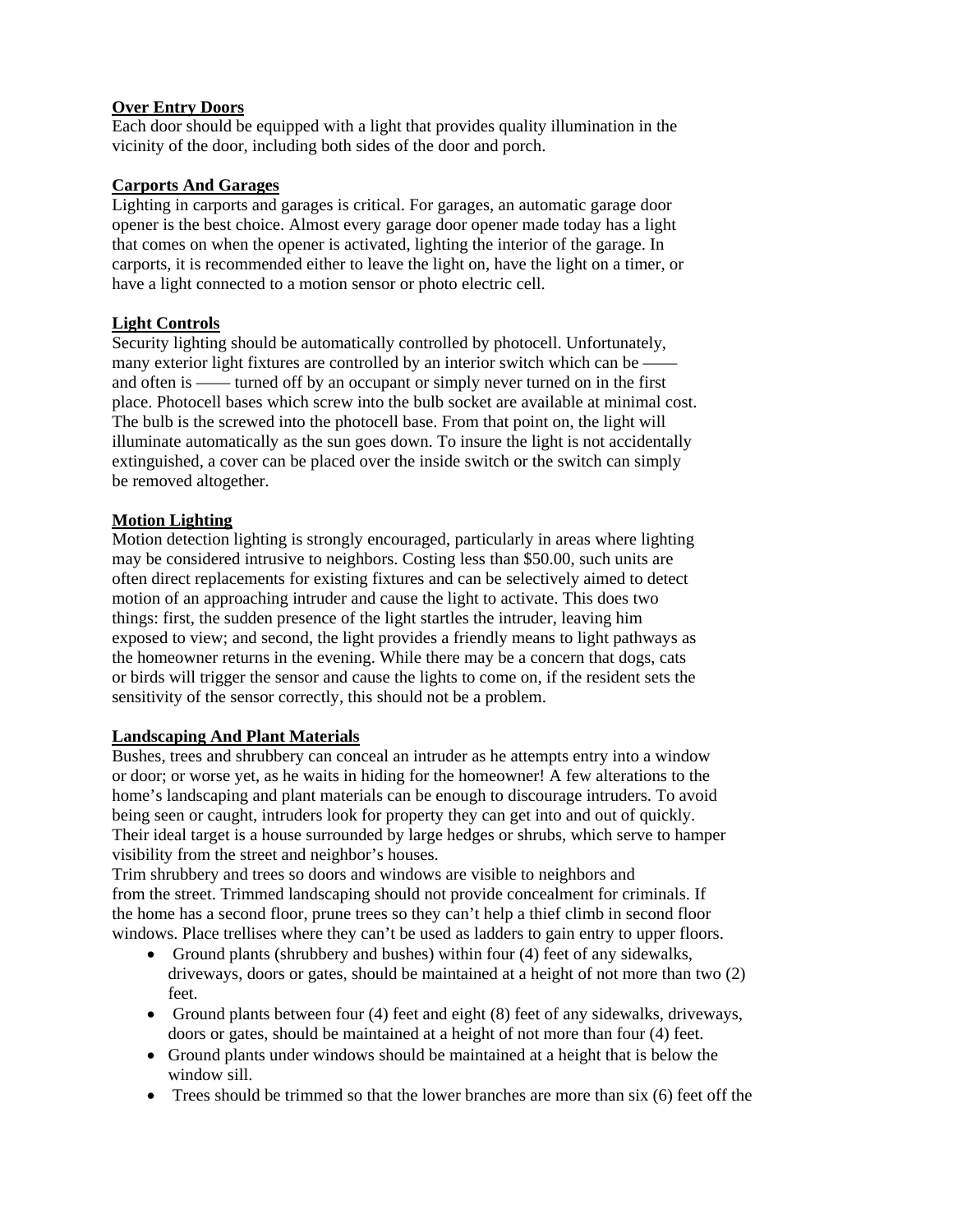**Over Entry Doors**
Each door should be equipped with a light that provides quality illumination in the vicinity of the door, including both sides of the door and porch.

**Carports And Garages**
Lighting in carports and garages is critical. For garages, an automatic garage door opener is the best choice. Almost every garage door opener made today has a light that comes on when the opener is activated, lighting the interior of the garage. In carports, it is recommended either to leave the light on, have the light on a timer, or have a light connected to a motion sensor or photo electric cell.

**Light Controls**
Security lighting should be automatically controlled by photocell. Unfortunately, many exterior light fixtures are controlled by an interior switch which can be —— and often is —— turned off by an occupant or simply never turned on in the first place. Photocell bases which screw into the bulb socket are available at minimal cost. The bulb is the screwed into the photocell base. From that point on, the light will illuminate automatically as the sun goes down. To insure the light is not accidentally extinguished, a cover can be placed over the inside switch or the switch can simply be removed altogether.

**Motion Lighting**
Motion detection lighting is strongly encouraged, particularly in areas where lighting may be considered intrusive to neighbors. Costing less than $50.00, such units are often direct replacements for existing fixtures and can be selectively aimed to detect motion of an approaching intruder and cause the light to activate. This does two things: first, the sudden presence of the light startles the intruder, leaving him exposed to view; and second, the light provides a friendly means to light pathways as the homeowner returns in the evening. While there may be a concern that dogs, cats or birds will trigger the sensor and cause the lights to come on, if the resident sets the sensitivity of the sensor correctly, this should not be a problem.

**Landscaping And Plant Materials**
Bushes, trees and shrubbery can conceal an intruder as he attempts entry into a window or door; or worse yet, as he waits in hiding for the homeowner! A few alterations to the home's landscaping and plant materials can be enough to discourage intruders. To avoid being seen or caught, intruders look for property they can get into and out of quickly. Their ideal target is a house surrounded by large hedges or shrubs, which serve to hamper visibility from the street and neighbor's houses.
Trim shrubbery and trees so doors and windows are visible to neighbors and from the street. Trimmed landscaping should not provide concealment for criminals. If the home has a second floor, prune trees so they can't help a thief climb in second floor windows. Place trellises where they can't be used as ladders to gain entry to upper floors.

- Ground plants (shrubbery and bushes) within four (4) feet of any sidewalks, driveways, doors or gates, should be maintained at a height of not more than two (2) feet.
- Ground plants between four (4) feet and eight (8) feet of any sidewalks, driveways, doors or gates, should be maintained at a height of not more than four (4) feet.
- Ground plants under windows should be maintained at a height that is below the window sill.
- Trees should be trimmed so that the lower branches are more than six (6) feet off the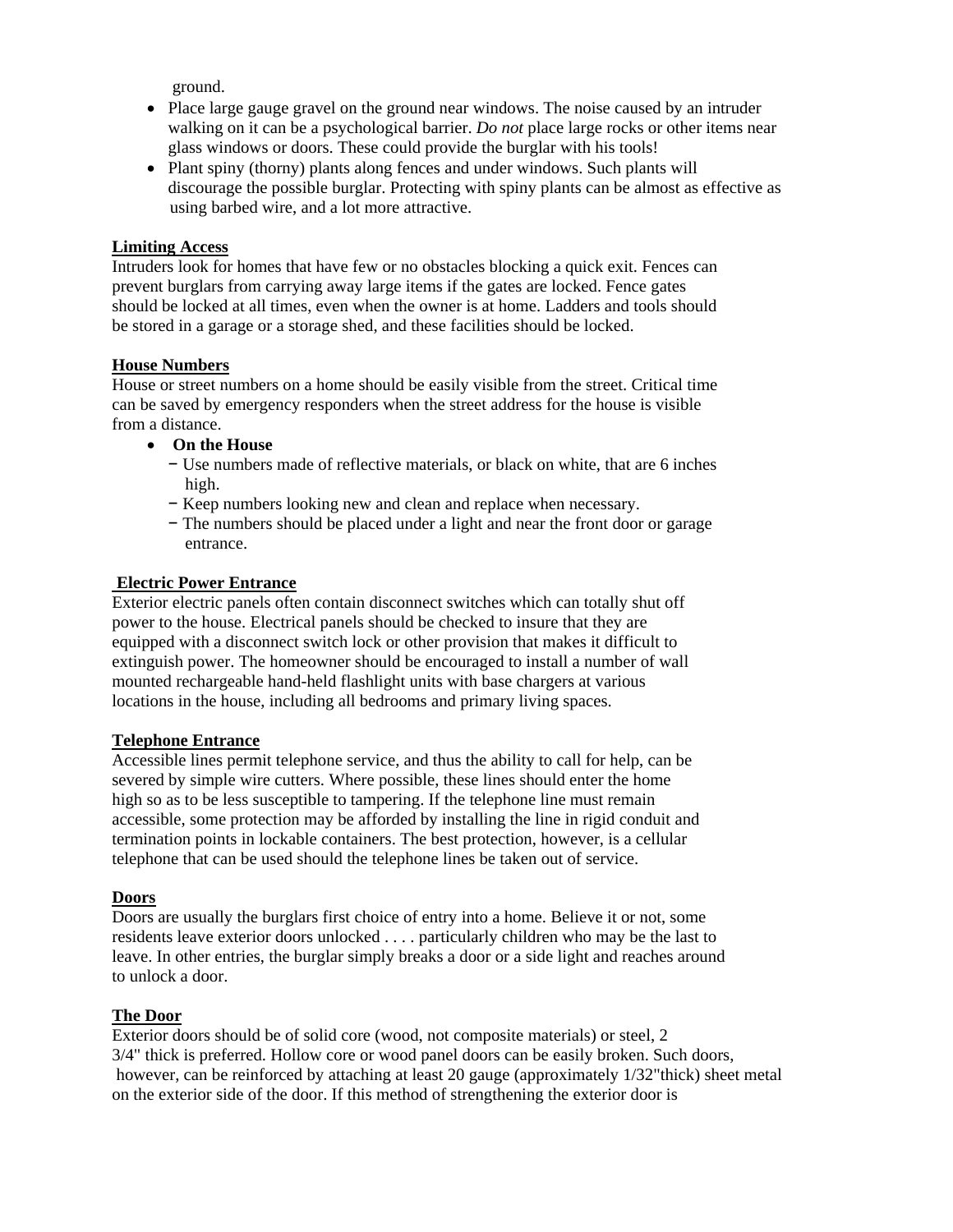ground.

- Place large gauge gravel on the ground near windows. The noise caused by an intruder walking on it can be a psychological barrier. *Do not* place large rocks or other items near glass windows or doors. These could provide the burglar with his tools!
- Plant spiny (thorny) plants along fences and under windows. Such plants will discourage the possible burglar. Protecting with spiny plants can be almost as effective as using barbed wire, and a lot more attractive.

**Limiting Access**

Intruders look for homes that have few or no obstacles blocking a quick exit. Fences can prevent burglars from carrying away large items if the gates are locked. Fence gates should be locked at all times, even when the owner is at home. Ladders and tools should be stored in a garage or a storage shed, and these facilities should be locked.

**House Numbers**

House or street numbers on a home should be easily visible from the street. Critical time can be saved by emergency responders when the street address for the house is visible from a distance.

- **On the House**
  - Use numbers made of reflective materials, or black on white, that are 6 inches high.
  - Keep numbers looking new and clean and replace when necessary.
  - The numbers should be placed under a light and near the front door or garage entrance.

**Electric Power Entrance**

Exterior electric panels often contain disconnect switches which can totally shut off power to the house. Electrical panels should be checked to insure that they are equipped with a disconnect switch lock or other provision that makes it difficult to extinguish power. The homeowner should be encouraged to install a number of wall mounted rechargeable hand-held flashlight units with base chargers at various locations in the house, including all bedrooms and primary living spaces.

**Telephone Entrance**

Accessible lines permit telephone service, and thus the ability to call for help, can be severed by simple wire cutters. Where possible, these lines should enter the home high so as to be less susceptible to tampering. If the telephone line must remain accessible, some protection may be afforded by installing the line in rigid conduit and termination points in lockable containers. The best protection, however, is a cellular telephone that can be used should the telephone lines be taken out of service.

**Doors**

Doors are usually the burglars first choice of entry into a home. Believe it or not, some residents leave exterior doors unlocked . . . . particularly children who may be the last to leave. In other entries, the burglar simply breaks a door or a side light and reaches around to unlock a door.

**The Door**

Exterior doors should be of solid core (wood, not composite materials) or steel, 2 3/4" thick is preferred. Hollow core or wood panel doors can be easily broken. Such doors, however, can be reinforced by attaching at least 20 gauge (approximately 1/32"thick) sheet metal on the exterior side of the door. If this method of strengthening the exterior door is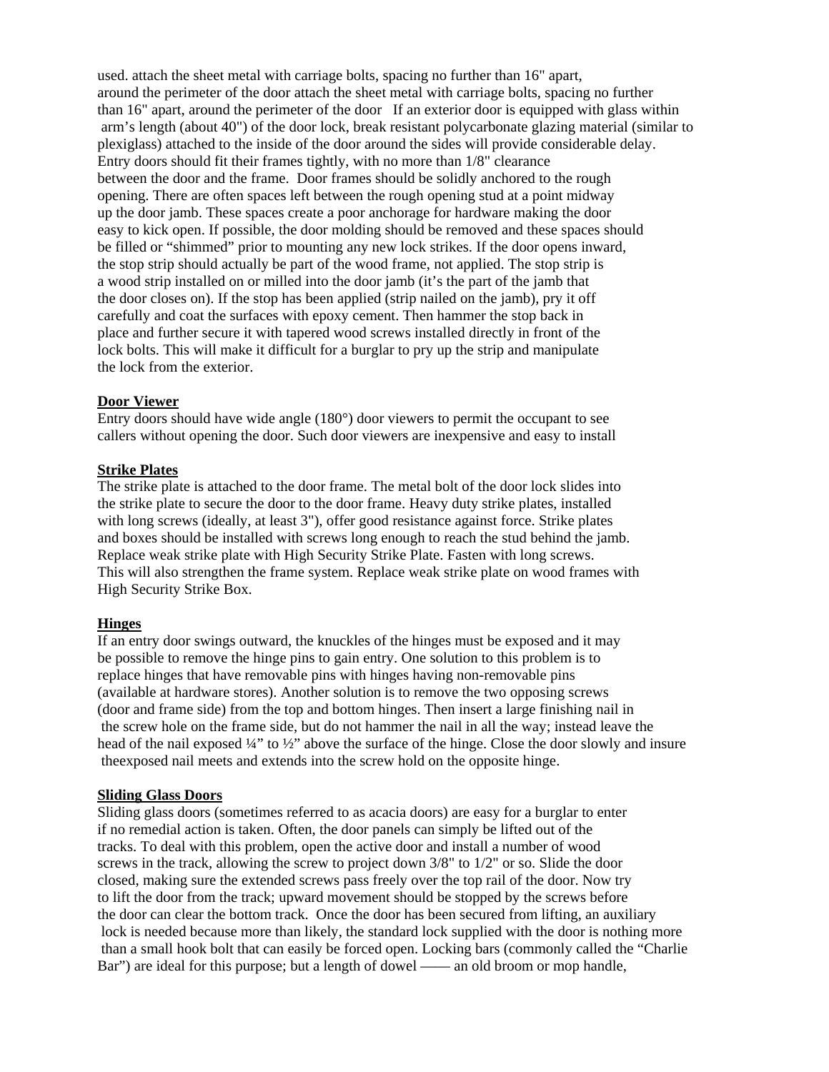used. attach the sheet metal with carriage bolts, spacing no further than 16" apart, around the perimeter of the door attach the sheet metal with carriage bolts, spacing no further than 16" apart, around the perimeter of the door   If an exterior door is equipped with glass within arm's length (about 40") of the door lock, break resistant polycarbonate glazing material (similar to plexiglass) attached to the inside of the door around the sides will provide considerable delay. Entry doors should fit their frames tightly, with no more than 1/8" clearance between the door and the frame.  Door frames should be solidly anchored to the rough opening. There are often spaces left between the rough opening stud at a point midway up the door jamb. These spaces create a poor anchorage for hardware making the door easy to kick open. If possible, the door molding should be removed and these spaces should be filled or "shimmed" prior to mounting any new lock strikes. If the door opens inward, the stop strip should actually be part of the wood frame, not applied. The stop strip is a wood strip installed on or milled into the door jamb (it's the part of the jamb that the door closes on). If the stop has been applied (strip nailed on the jamb), pry it off carefully and coat the surfaces with epoxy cement. Then hammer the stop back in place and further secure it with tapered wood screws installed directly in front of the lock bolts. This will make it difficult for a burglar to pry up the strip and manipulate the lock from the exterior.

**Door Viewer**

Entry doors should have wide angle (180°) door viewers to permit the occupant to see callers without opening the door. Such door viewers are inexpensive and easy to install

**Strike Plates**

The strike plate is attached to the door frame. The metal bolt of the door lock slides into the strike plate to secure the door to the door frame. Heavy duty strike plates, installed with long screws (ideally, at least 3"), offer good resistance against force. Strike plates and boxes should be installed with screws long enough to reach the stud behind the jamb. Replace weak strike plate with High Security Strike Plate. Fasten with long screws. This will also strengthen the frame system. Replace weak strike plate on wood frames with High Security Strike Box.

**Hinges**

If an entry door swings outward, the knuckles of the hinges must be exposed and it may be possible to remove the hinge pins to gain entry. One solution to this problem is to replace hinges that have removable pins with hinges having non-removable pins (available at hardware stores). Another solution is to remove the two opposing screws (door and frame side) from the top and bottom hinges. Then insert a large finishing nail in the screw hole on the frame side, but do not hammer the nail in all the way; instead leave the head of the nail exposed ¼" to ½" above the surface of the hinge. Close the door slowly and insure theexposed nail meets and extends into the screw hold on the opposite hinge.

**Sliding Glass Doors**

Sliding glass doors (sometimes referred to as acacia doors) are easy for a burglar to enter if no remedial action is taken. Often, the door panels can simply be lifted out of the tracks. To deal with this problem, open the active door and install a number of wood screws in the track, allowing the screw to project down 3/8" to 1/2" or so. Slide the door closed, making sure the extended screws pass freely over the top rail of the door. Now try to lift the door from the track; upward movement should be stopped by the screws before the door can clear the bottom track.  Once the door has been secured from lifting, an auxiliary lock is needed because more than likely, the standard lock supplied with the door is nothing more than a small hook bolt that can easily be forced open. Locking bars (commonly called the "Charlie Bar") are ideal for this purpose; but a length of dowel —— an old broom or mop handle,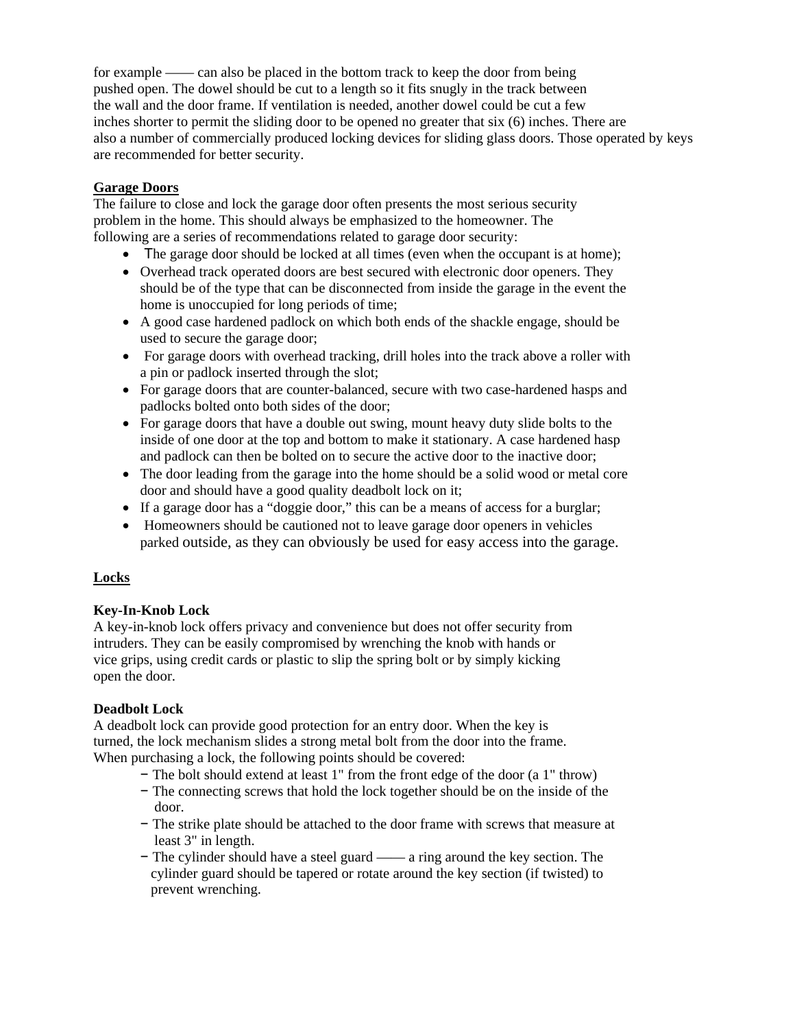for example —— can also be placed in the bottom track to keep the door from being pushed open. The dowel should be cut to a length so it fits snugly in the track between the wall and the door frame. If ventilation is needed, another dowel could be cut a few inches shorter to permit the sliding door to be opened no greater that six (6) inches. There are also a number of commercially produced locking devices for sliding glass doors. Those operated by keys are recommended for better security.

## Garage Doors

The failure to close and lock the garage door often presents the most serious security problem in the home. This should always be emphasized to the homeowner. The following are a series of recommendations related to garage door security:

- The garage door should be locked at all times (even when the occupant is at home);
- Overhead track operated doors are best secured with electronic door openers. They should be of the type that can be disconnected from inside the garage in the event the home is unoccupied for long periods of time;
- A good case hardened padlock on which both ends of the shackle engage, should be used to secure the garage door;
- For garage doors with overhead tracking, drill holes into the track above a roller with a pin or padlock inserted through the slot;
- For garage doors that are counter-balanced, secure with two case-hardened hasps and padlocks bolted onto both sides of the door;
- For garage doors that have a double out swing, mount heavy duty slide bolts to the inside of one door at the top and bottom to make it stationary. A case hardened hasp and padlock can then be bolted on to secure the active door to the inactive door;
- The door leading from the garage into the home should be a solid wood or metal core door and should have a good quality deadbolt lock on it;
- If a garage door has a "doggie door," this can be a means of access for a burglar;
- Homeowners should be cautioned not to leave garage door openers in vehicles parked outside, as they can obviously be used for easy access into the garage.

## Locks

### Key-In-Knob Lock

A key-in-knob lock offers privacy and convenience but does not offer security from intruders. They can be easily compromised by wrenching the knob with hands or vice grips, using credit cards or plastic to slip the spring bolt or by simply kicking open the door.

### Deadbolt Lock

A deadbolt lock can provide good protection for an entry door. When the key is turned, the lock mechanism slides a strong metal bolt from the door into the frame. When purchasing a lock, the following points should be covered:

- The bolt should extend at least 1" from the front edge of the door (a 1" throw)
- The connecting screws that hold the lock together should be on the inside of the door.
- The strike plate should be attached to the door frame with screws that measure at least 3" in length.
- The cylinder should have a steel guard —— a ring around the key section. The cylinder guard should be tapered or rotate around the key section (if twisted) to prevent wrenching.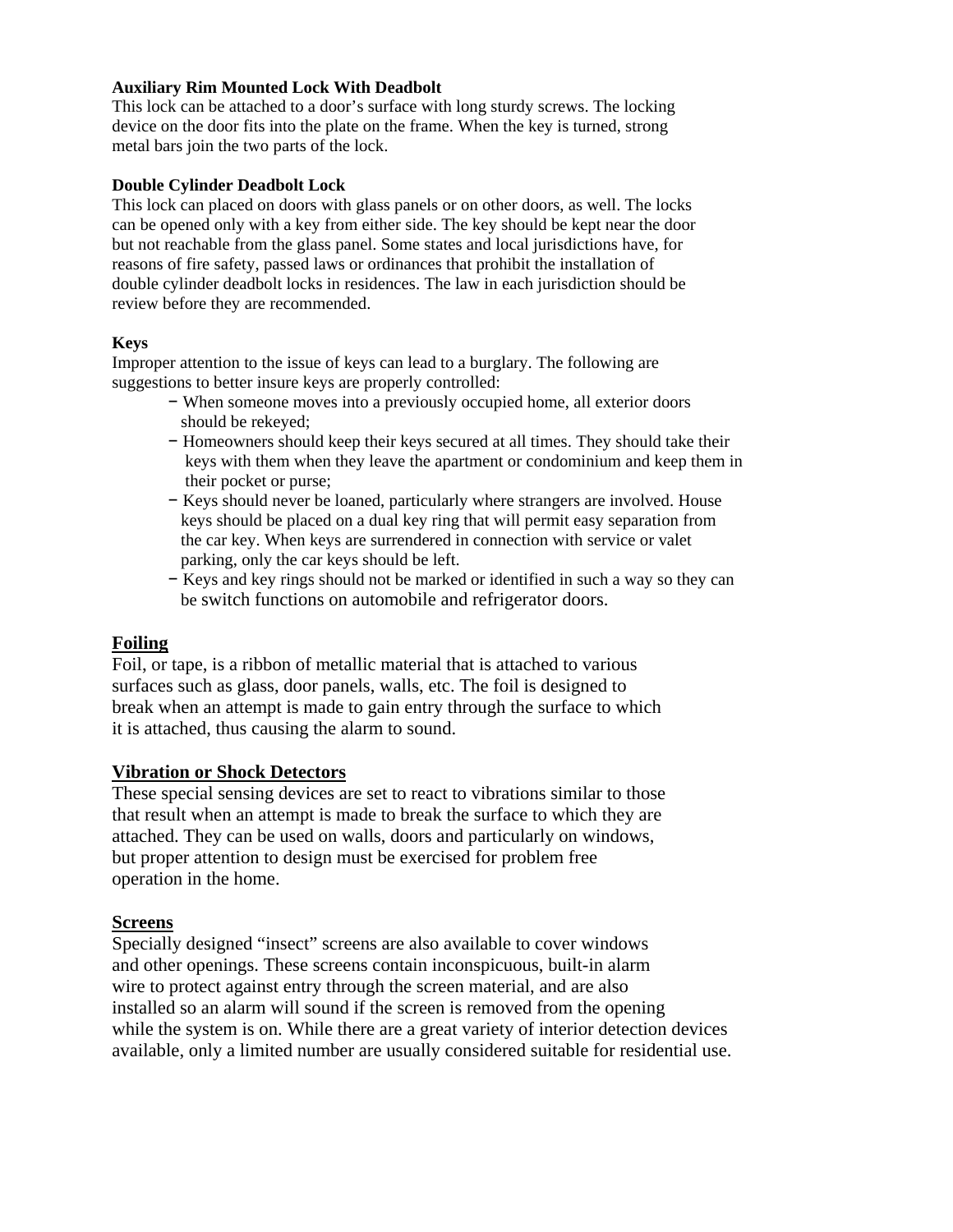**Auxiliary Rim Mounted Lock With Deadbolt**
This lock can be attached to a door's surface with long sturdy screws. The locking device on the door fits into the plate on the frame. When the key is turned, strong metal bars join the two parts of the lock.

**Double Cylinder Deadbolt Lock**
This lock can placed on doors with glass panels or on other doors, as well. The locks can be opened only with a key from either side. The key should be kept near the door but not reachable from the glass panel. Some states and local jurisdictions have, for reasons of fire safety, passed laws or ordinances that prohibit the installation of double cylinder deadbolt locks in residences. The law in each jurisdiction should be review before they are recommended.

**Keys**
Improper attention to the issue of keys can lead to a burglary. The following are suggestions to better insure keys are properly controlled:

- When someone moves into a previously occupied home, all exterior doors should be rekeyed;
- Homeowners should keep their keys secured at all times. They should take their keys with them when they leave the apartment or condominium and keep them in their pocket or purse;
- Keys should never be loaned, particularly where strangers are involved. House keys should be placed on a dual key ring that will permit easy separation from the car key. When keys are surrendered in connection with service or valet parking, only the car keys should be left.
- Keys and key rings should not be marked or identified in such a way so they can be switch functions on automobile and refrigerator doors.

## Foiling

Foil, or tape, is a ribbon of metallic material that is attached to various surfaces such as glass, door panels, walls, etc. The foil is designed to break when an attempt is made to gain entry through the surface to which it is attached, thus causing the alarm to sound.

## Vibration or Shock Detectors

These special sensing devices are set to react to vibrations similar to those that result when an attempt is made to break the surface to which they are attached. They can be used on walls, doors and particularly on windows, but proper attention to design must be exercised for problem free operation in the home.

## Screens

Specially designed "insect" screens are also available to cover windows and other openings. These screens contain inconspicuous, built-in alarm wire to protect against entry through the screen material, and are also installed so an alarm will sound if the screen is removed from the opening while the system is on. While there are a great variety of interior detection devices available, only a limited number are usually considered suitable for residential use.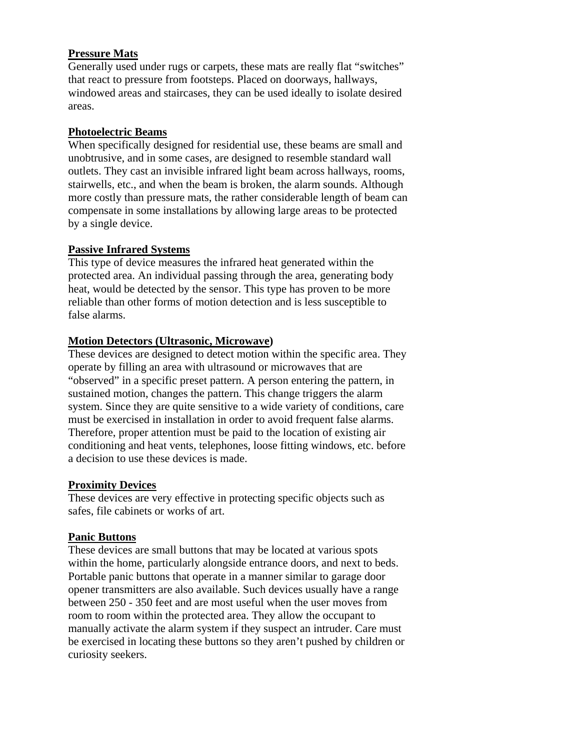**Pressure Mats**

Generally used under rugs or carpets, these mats are really flat "switches" that react to pressure from footsteps. Placed on doorways, hallways, windowed areas and staircases, they can be used ideally to isolate desired areas.

**Photoelectric Beams**

When specifically designed for residential use, these beams are small and unobtrusive, and in some cases, are designed to resemble standard wall outlets. They cast an invisible infrared light beam across hallways, rooms, stairwells, etc., and when the beam is broken, the alarm sounds. Although more costly than pressure mats, the rather considerable length of beam can compensate in some installations by allowing large areas to be protected by a single device.

**Passive Infrared Systems**

This type of device measures the infrared heat generated within the protected area. An individual passing through the area, generating body heat, would be detected by the sensor. This type has proven to be more reliable than other forms of motion detection and is less susceptible to false alarms.

**Motion Detectors (Ultrasonic, Microwave)**

These devices are designed to detect motion within the specific area. They operate by filling an area with ultrasound or microwaves that are "observed" in a specific preset pattern. A person entering the pattern, in sustained motion, changes the pattern. This change triggers the alarm system. Since they are quite sensitive to a wide variety of conditions, care must be exercised in installation in order to avoid frequent false alarms. Therefore, proper attention must be paid to the location of existing air conditioning and heat vents, telephones, loose fitting windows, etc. before a decision to use these devices is made.

**Proximity Devices**

These devices are very effective in protecting specific objects such as safes, file cabinets or works of art.

**Panic Buttons**

These devices are small buttons that may be located at various spots within the home, particularly alongside entrance doors, and next to beds. Portable panic buttons that operate in a manner similar to garage door opener transmitters are also available. Such devices usually have a range between 250 - 350 feet and are most useful when the user moves from room to room within the protected area. They allow the occupant to manually activate the alarm system if they suspect an intruder. Care must be exercised in locating these buttons so they aren't pushed by children or curiosity seekers.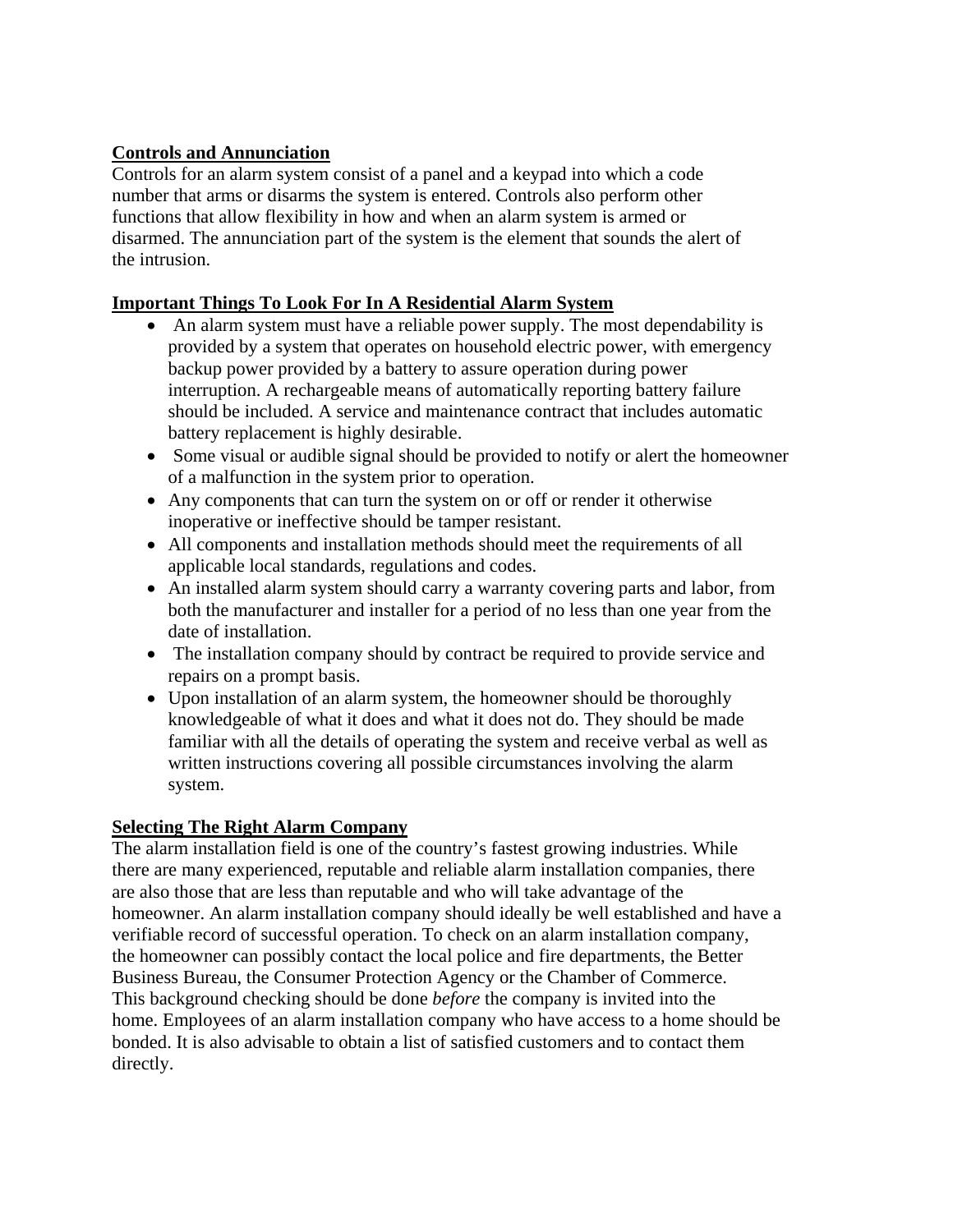**Controls and Annunciation**

Controls for an alarm system consist of a panel and a keypad into which a code number that arms or disarms the system is entered. Controls also perform other functions that allow flexibility in how and when an alarm system is armed or disarmed. The annunciation part of the system is the element that sounds the alert of the intrusion.

**Important Things To Look For In A Residential Alarm System**

- An alarm system must have a reliable power supply. The most dependability is provided by a system that operates on household electric power, with emergency backup power provided by a battery to assure operation during power interruption. A rechargeable means of automatically reporting battery failure should be included. A service and maintenance contract that includes automatic battery replacement is highly desirable.
- Some visual or audible signal should be provided to notify or alert the homeowner of a malfunction in the system prior to operation.
- Any components that can turn the system on or off or render it otherwise inoperative or ineffective should be tamper resistant.
- All components and installation methods should meet the requirements of all applicable local standards, regulations and codes.
- An installed alarm system should carry a warranty covering parts and labor, from both the manufacturer and installer for a period of no less than one year from the date of installation.
- The installation company should by contract be required to provide service and repairs on a prompt basis.
- Upon installation of an alarm system, the homeowner should be thoroughly knowledgeable of what it does and what it does not do. They should be made familiar with all the details of operating the system and receive verbal as well as written instructions covering all possible circumstances involving the alarm system.

**Selecting The Right Alarm Company**

The alarm installation field is one of the country's fastest growing industries. While there are many experienced, reputable and reliable alarm installation companies, there are also those that are less than reputable and who will take advantage of the homeowner. An alarm installation company should ideally be well established and have a verifiable record of successful operation. To check on an alarm installation company, the homeowner can possibly contact the local police and fire departments, the Better Business Bureau, the Consumer Protection Agency or the Chamber of Commerce. This background checking should be done *before* the company is invited into the home. Employees of an alarm installation company who have access to a home should be bonded. It is also advisable to obtain a list of satisfied customers and to contact them directly.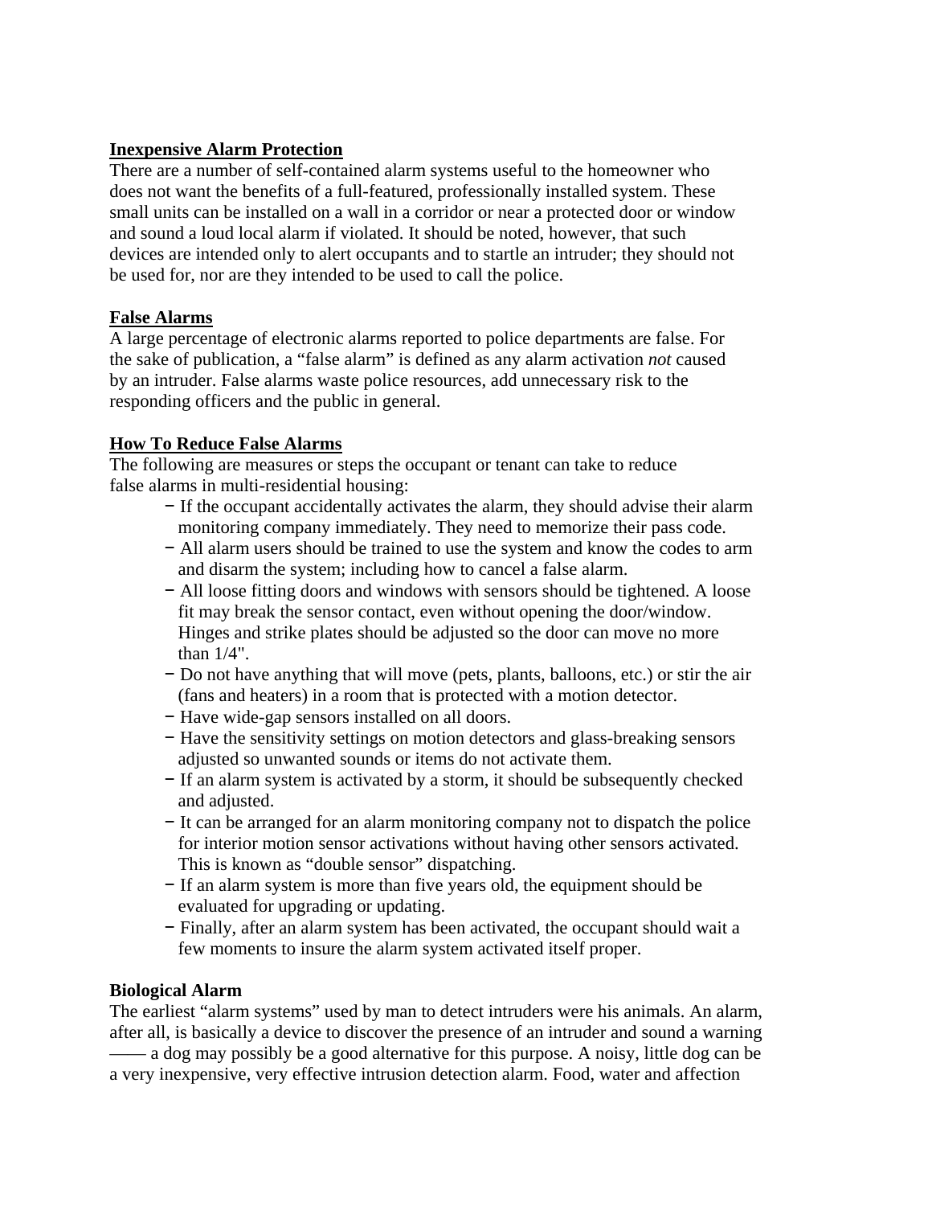**Inexpensive Alarm Protection**

There are a number of self-contained alarm systems useful to the homeowner who does not want the benefits of a full-featured, professionally installed system. These small units can be installed on a wall in a corridor or near a protected door or window and sound a loud local alarm if violated. It should be noted, however, that such devices are intended only to alert occupants and to startle an intruder; they should not be used for, nor are they intended to be used to call the police.

**False Alarms**

A large percentage of electronic alarms reported to police departments are false. For the sake of publication, a "false alarm" is defined as any alarm activation *not* caused by an intruder. False alarms waste police resources, add unnecessary risk to the responding officers and the public in general.

**How To Reduce False Alarms**

The following are measures or steps the occupant or tenant can take to reduce false alarms in multi-residential housing:

- If the occupant accidentally activates the alarm, they should advise their alarm monitoring company immediately. They need to memorize their pass code.
- All alarm users should be trained to use the system and know the codes to arm and disarm the system; including how to cancel a false alarm.
- All loose fitting doors and windows with sensors should be tightened. A loose fit may break the sensor contact, even without opening the door/window. Hinges and strike plates should be adjusted so the door can move no more than 1/4".
- Do not have anything that will move (pets, plants, balloons, etc.) or stir the air (fans and heaters) in a room that is protected with a motion detector.
- Have wide-gap sensors installed on all doors.
- Have the sensitivity settings on motion detectors and glass-breaking sensors adjusted so unwanted sounds or items do not activate them.
- If an alarm system is activated by a storm, it should be subsequently checked and adjusted.
- It can be arranged for an alarm monitoring company not to dispatch the police for interior motion sensor activations without having other sensors activated. This is known as "double sensor" dispatching.
- If an alarm system is more than five years old, the equipment should be evaluated for upgrading or updating.
- Finally, after an alarm system has been activated, the occupant should wait a few moments to insure the alarm system activated itself proper.

**Biological Alarm**

The earliest "alarm systems" used by man to detect intruders were his animals. An alarm, after all, is basically a device to discover the presence of an intruder and sound a warning —— a dog may possibly be a good alternative for this purpose. A noisy, little dog can be a very inexpensive, very effective intrusion detection alarm. Food, water and affection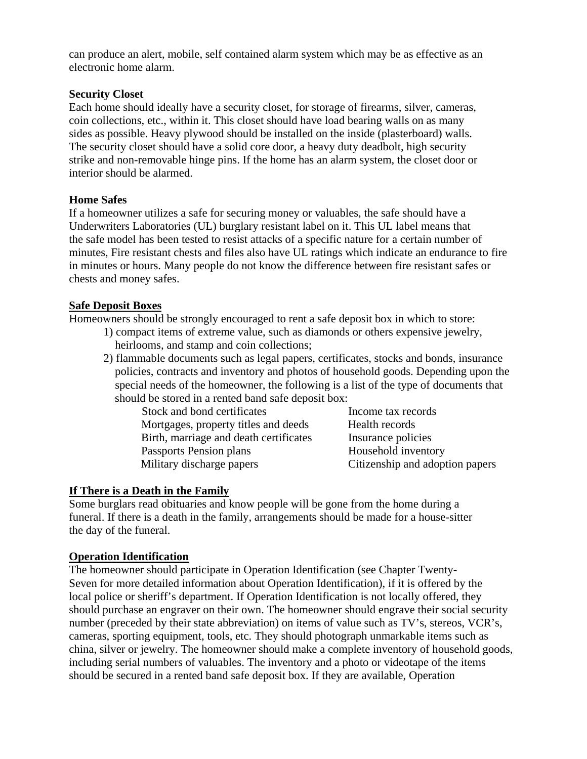can produce an alert, mobile, self contained alarm system which may be as effective as an electronic home alarm.

**Security Closet**

Each home should ideally have a security closet, for storage of firearms, silver, cameras, coin collections, etc., within it. This closet should have load bearing walls on as many sides as possible. Heavy plywood should be installed on the inside (plasterboard) walls. The security closet should have a solid core door, a heavy duty deadbolt, high security strike and non-removable hinge pins. If the home has an alarm system, the closet door or interior should be alarmed.

**Home Safes**

If a homeowner utilizes a safe for securing money or valuables, the safe should have a Underwriters Laboratories (UL) burglary resistant label on it. This UL label means that the safe model has been tested to resist attacks of a specific nature for a certain number of minutes, Fire resistant chests and files also have UL ratings which indicate an endurance to fire in minutes or hours. Many people do not know the difference between fire resistant safes or chests and money safes.

**Safe Deposit Boxes**

Homeowners should be strongly encouraged to rent a safe deposit box in which to store:

1) compact items of extreme value, such as diamonds or others expensive jewelry, heirlooms, and stamp and coin collections;
2) flammable documents such as legal papers, certificates, stocks and bonds, insurance policies, contracts and inventory and photos of household goods. Depending upon the special needs of the homeowner, the following is a list of the type of documents that should be stored in a rented band safe deposit box:

| | |
|---|---|
| Stock and bond certificates | Income tax records |
| Mortgages, property titles and deeds | Health records |
| Birth, marriage and death certificates | Insurance policies |
| Passports Pension plans | Household inventory |
| Military discharge papers | Citizenship and adoption papers |

**If There is a Death in the Family**

Some burglars read obituaries and know people will be gone from the home during a funeral. If there is a death in the family, arrangements should be made for a house-sitter the day of the funeral.

**Operation Identification**

The homeowner should participate in Operation Identification (see Chapter Twenty-Seven for more detailed information about Operation Identification), if it is offered by the local police or sheriff's department. If Operation Identification is not locally offered, they should purchase an engraver on their own. The homeowner should engrave their social security number (preceded by their state abbreviation) on items of value such as TV's, stereos, VCR's, cameras, sporting equipment, tools, etc. They should photograph unmarkable items such as china, silver or jewelry. The homeowner should make a complete inventory of household goods, including serial numbers of valuables. The inventory and a photo or videotape of the items should be secured in a rented band safe deposit box. If they are available, Operation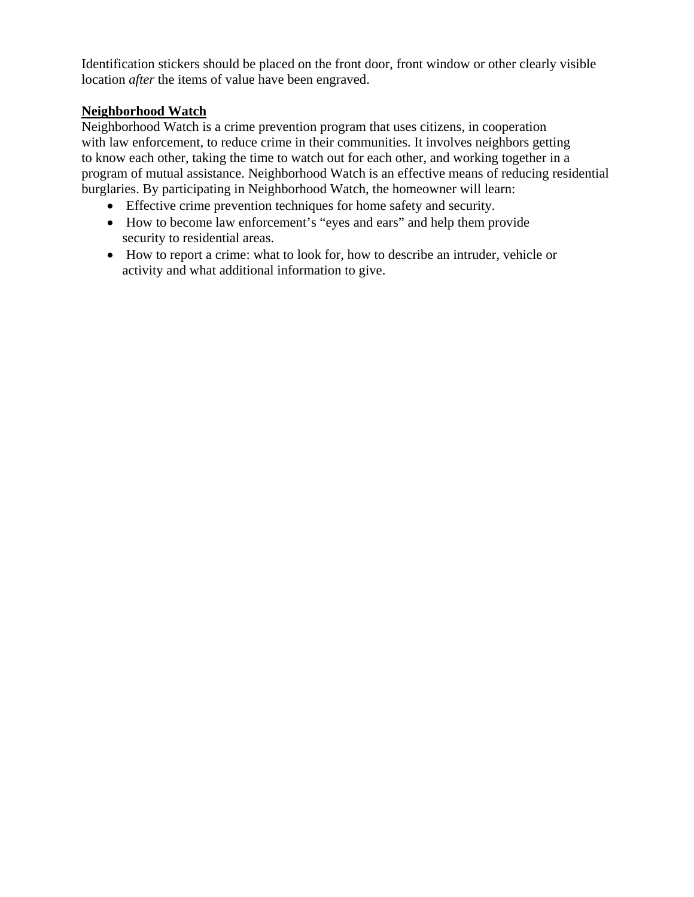Identification stickers should be placed on the front door, front window or other clearly visible location *after* the items of value have been engraved.

**Neighborhood Watch**

Neighborhood Watch is a crime prevention program that uses citizens, in cooperation with law enforcement, to reduce crime in their communities. It involves neighbors getting to know each other, taking the time to watch out for each other, and working together in a program of mutual assistance. Neighborhood Watch is an effective means of reducing residential burglaries. By participating in Neighborhood Watch, the homeowner will learn:

- Effective crime prevention techniques for home safety and security.
- How to become law enforcement's "eyes and ears" and help them provide security to residential areas.
- How to report a crime: what to look for, how to describe an intruder, vehicle or activity and what additional information to give.